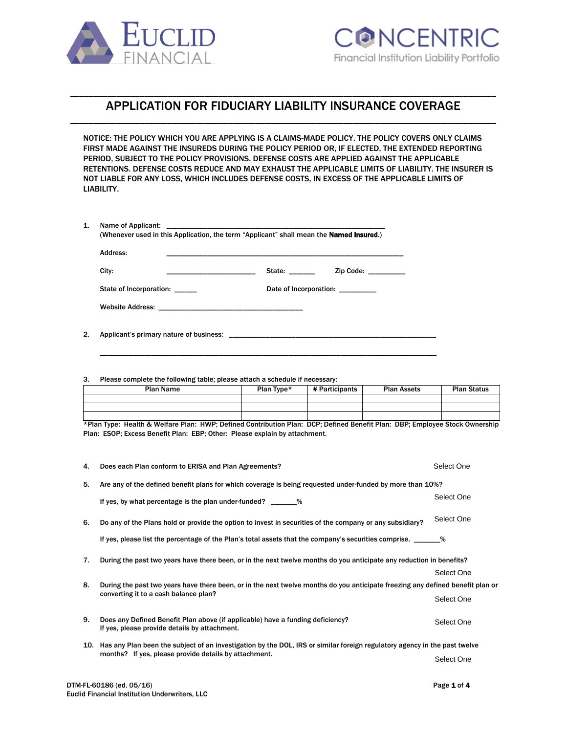EUCLID FINANCIAL

CONCENTRIC
Financial Institution Liability Portfolio

# APPLICATION FOR FIDUCIARY LIABILITY INSURANCE COVERAGE

NOTICE: THE POLICY WHICH YOU ARE APPLYING IS A CLAIMS-MADE POLICY. THE POLICY COVERS ONLY CLAIMS FIRST MADE AGAINST THE INSUREDS DURING THE POLICY PERIOD OR, IF ELECTED, THE EXTENDED REPORTING PERIOD, SUBJECT TO THE POLICY PROVISIONS. DEFENSE COSTS ARE APPLIED AGAINST THE APPLICABLE RETENTIONS. DEFENSE COSTS REDUCE AND MAY EXHAUST THE APPLICABLE LIMITS OF LIABILITY. THE INSURER IS NOT LIABLE FOR ANY LOSS, WHICH INCLUDES DEFENSE COSTS, IN EXCESS OF THE APPLICABLE LIMITS OF LIABILITY.

1. Name of Applicant: ______________________________________________
   (Whenever used in this Application, the term "Applicant" shall mean the **Named Insured**.)

   Address: ______________________________________________

   City: ____________________ State: ______ Zip Code: _________

   State of Incorporation: ______ Date of Incorporation: _________

   Website Address: ________________________________

2. Applicant's primary nature of business: ______________________________________________

   ______________________________________________

3. Please complete the following table; please attach a schedule if necessary:

| Plan Name | Plan Type* | # Participants | Plan Assets | Plan Status |
|---|---|---|---|---|
| | | | | |
| | | | | |
| | | | | |

*Plan Type: Health & Welfare Plan: HWP; Defined Contribution Plan: DCP; Defined Benefit Plan: DBP; Employee Stock Ownership Plan: ESOP; Excess Benefit Plan: EBP; Other: Please explain by attachment.

4. Does each Plan conform to ERISA and Plan Agreements? Select One

5. Are any of the defined benefit plans for which coverage is being requested under-funded by more than 10%? Select One

   If yes, by what percentage is the plan under-funded? ______%

6. Do any of the Plans hold or provide the option to invest in securities of the company or any subsidiary? Select One

   If yes, please list the percentage of the Plan's total assets that the company's securities comprise. ______%

7. During the past two years have there been, or in the next twelve months do you anticipate any reduction in benefits? Select One

8. During the past two years have there been, or in the next twelve months do you anticipate freezing any defined benefit plan or converting it to a cash balance plan? Select One

9. Does any Defined Benefit Plan above (if applicable) have a funding deficiency? Select One
   If yes, please provide details by attachment.

10. Has any Plan been the subject of an investigation by the DOL, IRS or similar foreign regulatory agency in the past twelve months? If yes, please provide details by attachment. Select One

DTM-FL-60186 (ed. 05/16)
Euclid Financial Institution Underwriters, LLC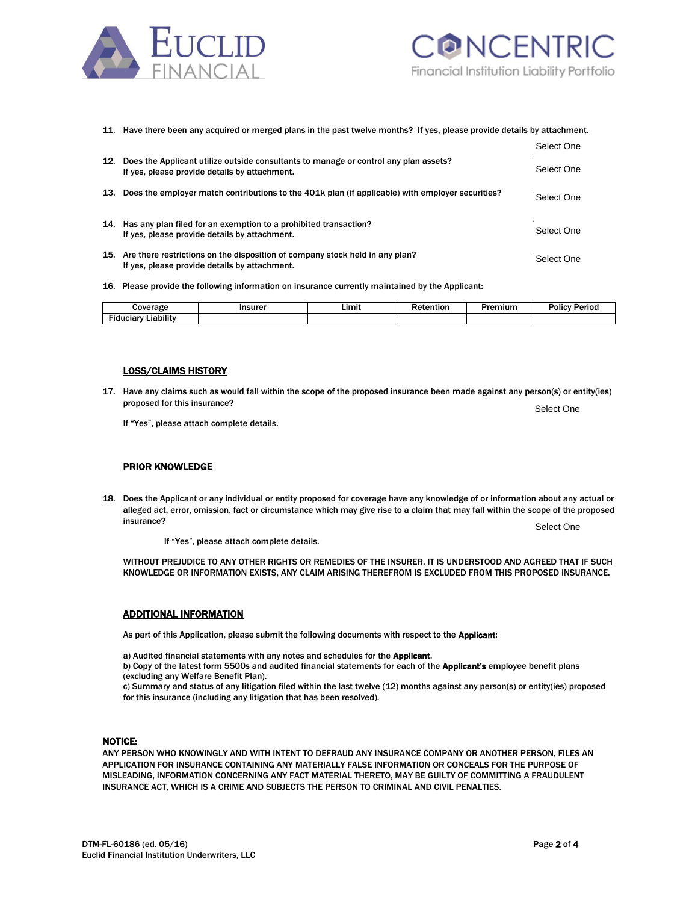11. Have there been any acquired or merged plans in the past twelve months? If yes, please provide details by attachment.
    Select One

12. Does the Applicant utilize outside consultants to manage or control any plan assets? If yes, please provide details by attachment.
    Select One

13. Does the employer match contributions to the 401k plan (if applicable) with employer securities?
    Select One

14. Has any plan filed for an exemption to a prohibited transaction? If yes, please provide details by attachment.
    Select One

15. Are there restrictions on the disposition of company stock held in any plan? If yes, please provide details by attachment.
    Select One

16. Please provide the following information on insurance currently maintained by the Applicant:

| Coverage | Insurer | Limit | Retention | Premium | Policy Period |
|---|---|---|---|---|---|
| Fiduciary Liability | | | | | |

## LOSS/CLAIMS HISTORY

17. Have any claims such as would fall within the scope of the proposed insurance been made against any person(s) or entity(ies) proposed for this insurance?
    Select One

    If "Yes", please attach complete details.

## PRIOR KNOWLEDGE

18. Does the Applicant or any individual or entity proposed for coverage have any knowledge of or information about any actual or alleged act, error, omission, fact or circumstance which may give rise to a claim that may fall within the scope of the proposed insurance?
    Select One

    If "Yes", please attach complete details.

WITHOUT PREJUDICE TO ANY OTHER RIGHTS OR REMEDIES OF THE INSURER, IT IS UNDERSTOOD AND AGREED THAT IF SUCH KNOWLEDGE OR INFORMATION EXISTS, ANY CLAIM ARISING THEREFROM IS EXCLUDED FROM THIS PROPOSED INSURANCE.

## ADDITIONAL INFORMATION

As part of this Application, please submit the following documents with respect to the **Applicant**:

a) Audited financial statements with any notes and schedules for the **Applicant**.
b) Copy of the latest form 5500s and audited financial statements for each of the **Applicant's** employee benefit plans (excluding any Welfare Benefit Plan).
c) Summary and status of any litigation filed within the last twelve (12) months against any person(s) or entity(ies) proposed for this insurance (including any litigation that has been resolved).

## NOTICE:

ANY PERSON WHO KNOWINGLY AND WITH INTENT TO DEFRAUD ANY INSURANCE COMPANY OR ANOTHER PERSON, FILES AN APPLICATION FOR INSURANCE CONTAINING ANY MATERIALLY FALSE INFORMATION OR CONCEALS FOR THE PURPOSE OF MISLEADING, INFORMATION CONCERNING ANY FACT MATERIAL THERETO, MAY BE GUILTY OF COMMITTING A FRAUDULENT INSURANCE ACT, WHICH IS A CRIME AND SUBJECTS THE PERSON TO CRIMINAL AND CIVIL PENALTIES.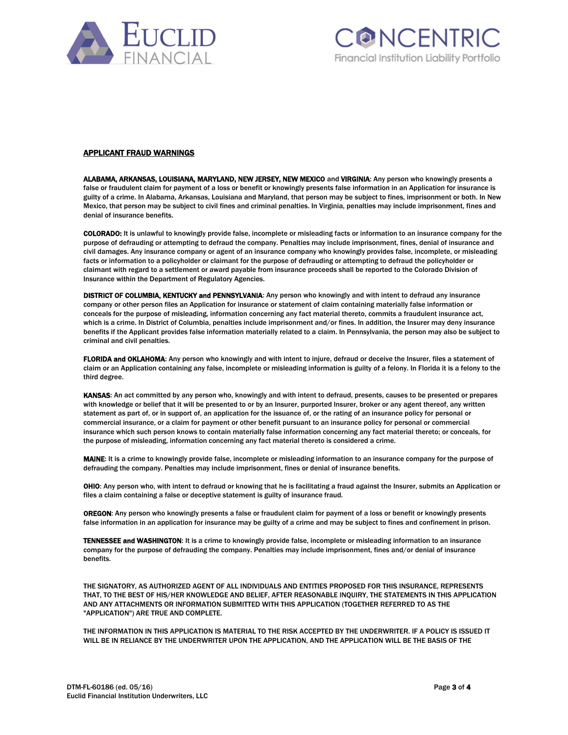## APPLICANT FRAUD WARNINGS

**ALABAMA, ARKANSAS, LOUISIANA, MARYLAND, NEW JERSEY, NEW MEXICO** and **VIRGINIA**: Any person who knowingly presents a false or fraudulent claim for payment of a loss or benefit or knowingly presents false information in an Application for insurance is guilty of a crime. In Alabama, Arkansas, Louisiana and Maryland, that person may be subject to fines, imprisonment or both. In New Mexico, that person may be subject to civil fines and criminal penalties. In Virginia, penalties may include imprisonment, fines and denial of insurance benefits.

**COLORADO:** It is unlawful to knowingly provide false, incomplete or misleading facts or information to an insurance company for the purpose of defrauding or attempting to defraud the company. Penalties may include imprisonment, fines, denial of insurance and civil damages. Any insurance company or agent of an insurance company who knowingly provides false, incomplete, or misleading facts or information to a policyholder or claimant for the purpose of defrauding or attempting to defraud the policyholder or claimant with regard to a settlement or award payable from insurance proceeds shall be reported to the Colorado Division of Insurance within the Department of Regulatory Agencies.

**DISTRICT OF COLUMBIA, KENTUCKY and PENNSYLVANIA**: Any person who knowingly and with intent to defraud any insurance company or other person files an Application for insurance or statement of claim containing materially false information or conceals for the purpose of misleading, information concerning any fact material thereto, commits a fraudulent insurance act, which is a crime. In District of Columbia, penalties include imprisonment and/or fines. In addition, the Insurer may deny insurance benefits if the Applicant provides false information materially related to a claim. In Pennsylvania, the person may also be subject to criminal and civil penalties.

**FLORIDA and OKLAHOMA**: Any person who knowingly and with intent to injure, defraud or deceive the Insurer, files a statement of claim or an Application containing any false, incomplete or misleading information is guilty of a felony. In Florida it is a felony to the third degree.

**KANSAS**: An act committed by any person who, knowingly and with intent to defraud, presents, causes to be presented or prepares with knowledge or belief that it will be presented to or by an Insurer, purported Insurer, broker or any agent thereof, any written statement as part of, or in support of, an application for the issuance of, or the rating of an insurance policy for personal or commercial insurance, or a claim for payment or other benefit pursuant to an insurance policy for personal or commercial insurance which such person knows to contain materially false information concerning any fact material thereto; or conceals, for the purpose of misleading, information concerning any fact material thereto is considered a crime.

**MAINE**: It is a crime to knowingly provide false, incomplete or misleading information to an insurance company for the purpose of defrauding the company. Penalties may include imprisonment, fines or denial of insurance benefits.

**OHIO**: Any person who, with intent to defraud or knowing that he is facilitating a fraud against the Insurer, submits an Application or files a claim containing a false or deceptive statement is guilty of insurance fraud.

**OREGON**: Any person who knowingly presents a false or fraudulent claim for payment of a loss or benefit or knowingly presents false information in an application for insurance may be guilty of a crime and may be subject to fines and confinement in prison.

**TENNESSEE and WASHINGTON**: It is a crime to knowingly provide false, incomplete or misleading information to an insurance company for the purpose of defrauding the company. Penalties may include imprisonment, fines and/or denial of insurance benefits.

THE SIGNATORY, AS AUTHORIZED AGENT OF ALL INDIVIDUALS AND ENTITIES PROPOSED FOR THIS INSURANCE, REPRESENTS THAT, TO THE BEST OF HIS/HER KNOWLEDGE AND BELIEF, AFTER REASONABLE INQUIRY, THE STATEMENTS IN THIS APPLICATION AND ANY ATTACHMENTS OR INFORMATION SUBMITTED WITH THIS APPLICATION (TOGETHER REFERRED TO AS THE "APPLICATION") ARE TRUE AND COMPLETE.

THE INFORMATION IN THIS APPLICATION IS MATERIAL TO THE RISK ACCEPTED BY THE UNDERWRITER. IF A POLICY IS ISSUED IT WILL BE IN RELIANCE BY THE UNDERWRITER UPON THE APPLICATION, AND THE APPLICATION WILL BE THE BASIS OF THE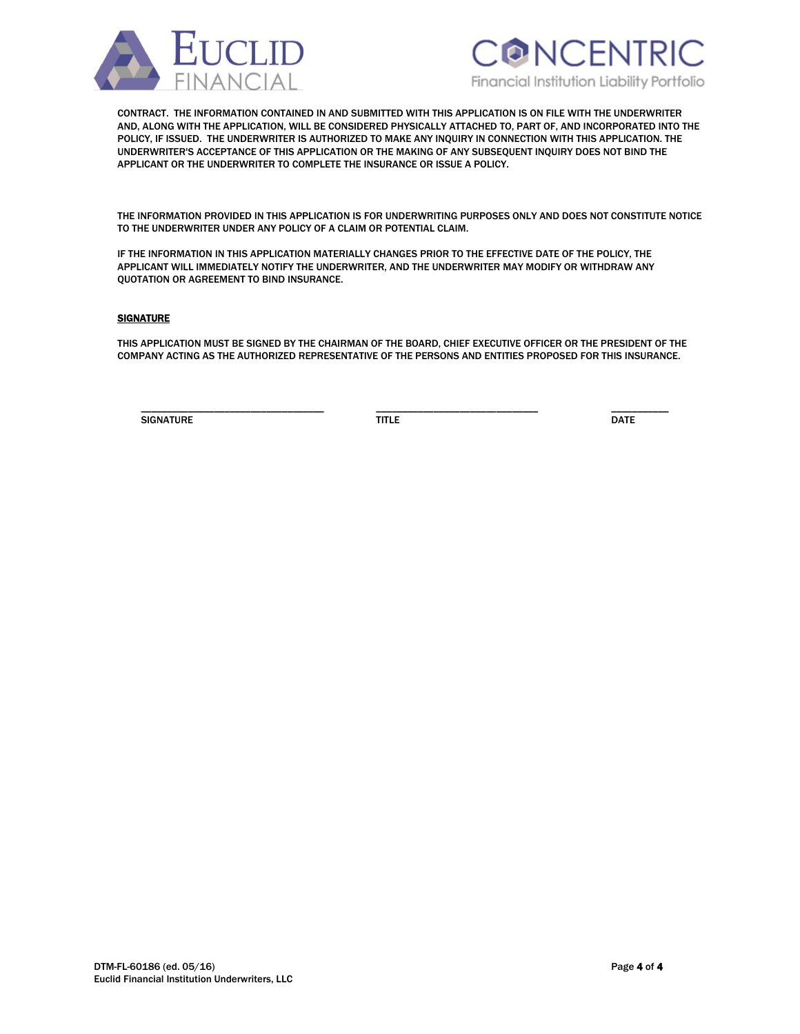CONTRACT. THE INFORMATION CONTAINED IN AND SUBMITTED WITH THIS APPLICATION IS ON FILE WITH THE UNDERWRITER AND, ALONG WITH THE APPLICATION, WILL BE CONSIDERED PHYSICALLY ATTACHED TO, PART OF, AND INCORPORATED INTO THE POLICY, IF ISSUED. THE UNDERWRITER IS AUTHORIZED TO MAKE ANY INQUIRY IN CONNECTION WITH THIS APPLICATION. THE UNDERWRITER'S ACCEPTANCE OF THIS APPLICATION OR THE MAKING OF ANY SUBSEQUENT INQUIRY DOES NOT BIND THE APPLICANT OR THE UNDERWRITER TO COMPLETE THE INSURANCE OR ISSUE A POLICY.

THE INFORMATION PROVIDED IN THIS APPLICATION IS FOR UNDERWRITING PURPOSES ONLY AND DOES NOT CONSTITUTE NOTICE TO THE UNDERWRITER UNDER ANY POLICY OF A CLAIM OR POTENTIAL CLAIM.

IF THE INFORMATION IN THIS APPLICATION MATERIALLY CHANGES PRIOR TO THE EFFECTIVE DATE OF THE POLICY, THE APPLICANT WILL IMMEDIATELY NOTIFY THE UNDERWRITER, AND THE UNDERWRITER MAY MODIFY OR WITHDRAW ANY QUOTATION OR AGREEMENT TO BIND INSURANCE.

**SIGNATURE**

THIS APPLICATION MUST BE SIGNED BY THE CHAIRMAN OF THE BOARD, CHIEF EXECUTIVE OFFICER OR THE PRESIDENT OF THE COMPANY ACTING AS THE AUTHORIZED REPRESENTATIVE OF THE PERSONS AND ENTITIES PROPOSED FOR THIS INSURANCE.

| | | |
|---|---|---|
| ______________________________ | ___________________________ | __________ |
| SIGNATURE | TITLE | DATE |

DTM-FL-60186 (ed. 05/16)
Euclid Financial Institution Underwriters, LLC